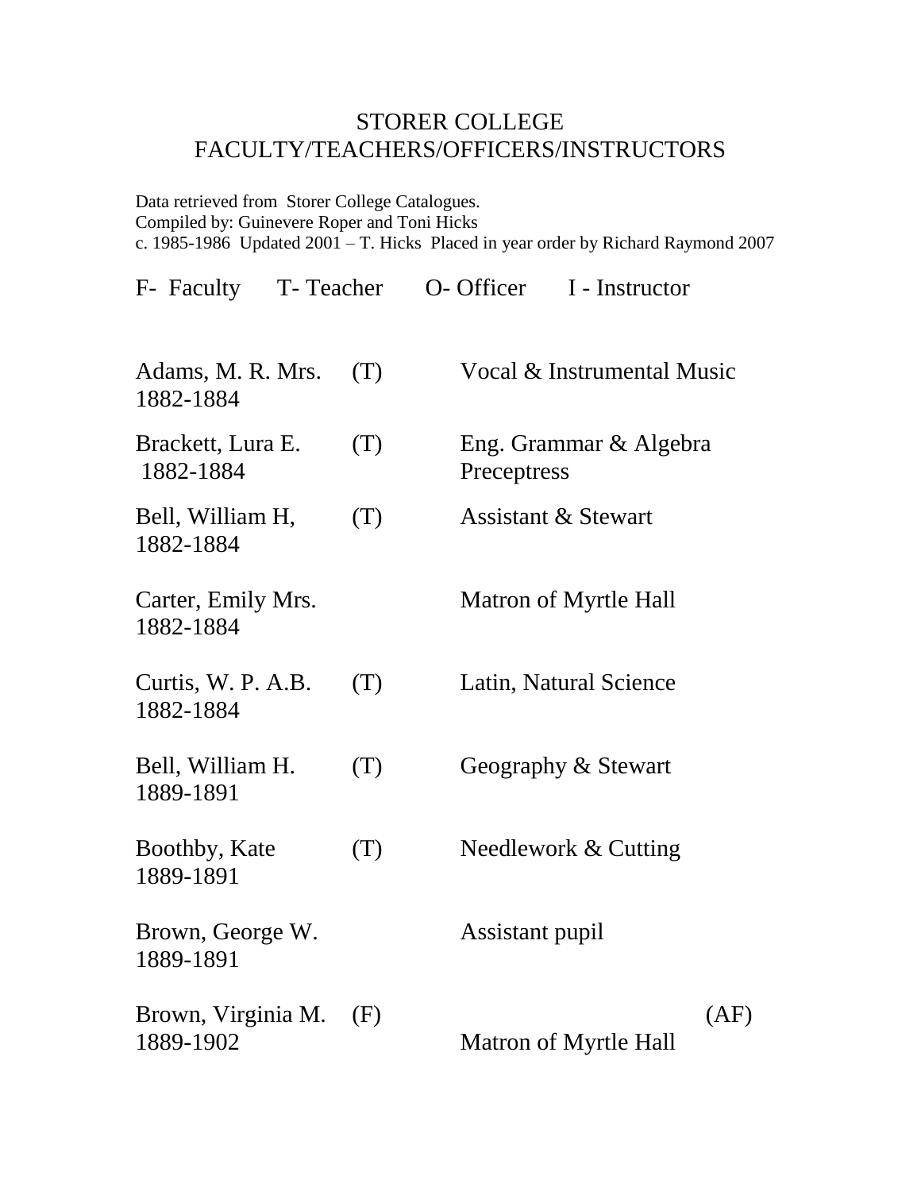# STORER COLLEGE
## FACULTY/TEACHERS/OFFICERS/INSTRUCTORS

Data retrieved from Storer College Catalogues.
Compiled by: Guinevere Roper and Toni Hicks
c. 1985-1986 Updated 2001 – T. Hicks Placed in year order by Richard Raymond 2007

F- Faculty T- Teacher O- Officer I - Instructor

| Name / Years | Type | Position | |
|---|---|---|---|
| Adams, M. R. Mrs. 1882-1884 | (T) | Vocal & Instrumental Music | |
| Brackett, Lura E. 1882-1884 | (T) | Eng. Grammar & Algebra Preceptress | |
| Bell, William H, 1882-1884 | (T) | Assistant & Stewart | |
| Carter, Emily Mrs. 1882-1884 | | Matron of Myrtle Hall | |
| Curtis, W. P. A.B. 1882-1884 | (T) | Latin, Natural Science | |
| Bell, William H. 1889-1891 | (T) | Geography & Stewart | |
| Boothby, Kate 1889-1891 | (T) | Needlework & Cutting | |
| Brown, George W. 1889-1891 | | Assistant pupil | |
| Brown, Virginia M. 1889-1902 | (F) | Matron of Myrtle Hall | (AF) |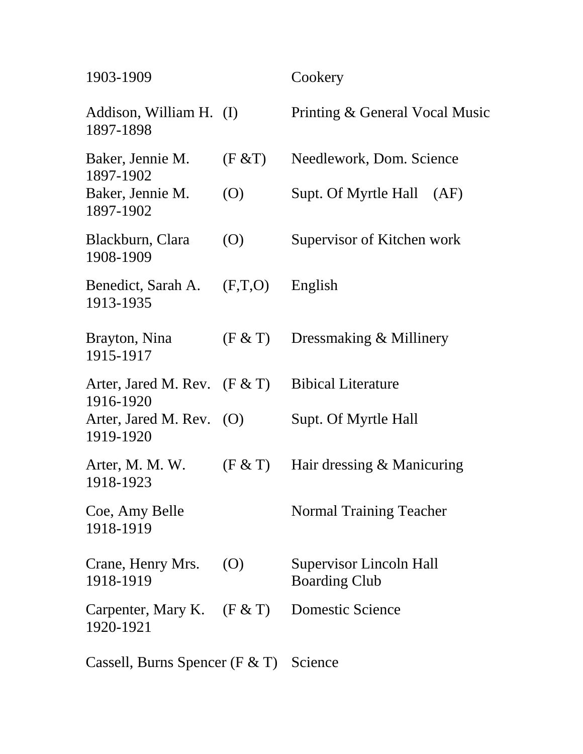1903-1909 Cookery

Addison, William H. (I) Printing & General Vocal Music
1897-1898

Baker, Jennie M. (F &T) Needlework, Dom. Science
1897-1902
Baker, Jennie M. (O) Supt. Of Myrtle Hall (AF)
1897-1902

Blackburn, Clara (O) Supervisor of Kitchen work
1908-1909

Benedict, Sarah A. (F,T,O) English
1913-1935

Brayton, Nina (F & T) Dressmaking & Millinery
1915-1917

Arter, Jared M. Rev. (F & T) Bibical Literature
1916-1920
Arter, Jared M. Rev. (O) Supt. Of Myrtle Hall
1919-1920

Arter, M. M. W. (F & T) Hair dressing & Manicuring
1918-1923

Coe, Amy Belle Normal Training Teacher
1918-1919

Crane, Henry Mrs. (O) Supervisor Lincoln Hall Boarding Club
1918-1919

Carpenter, Mary K. (F & T) Domestic Science
1920-1921

Cassell, Burns Spencer (F & T) Science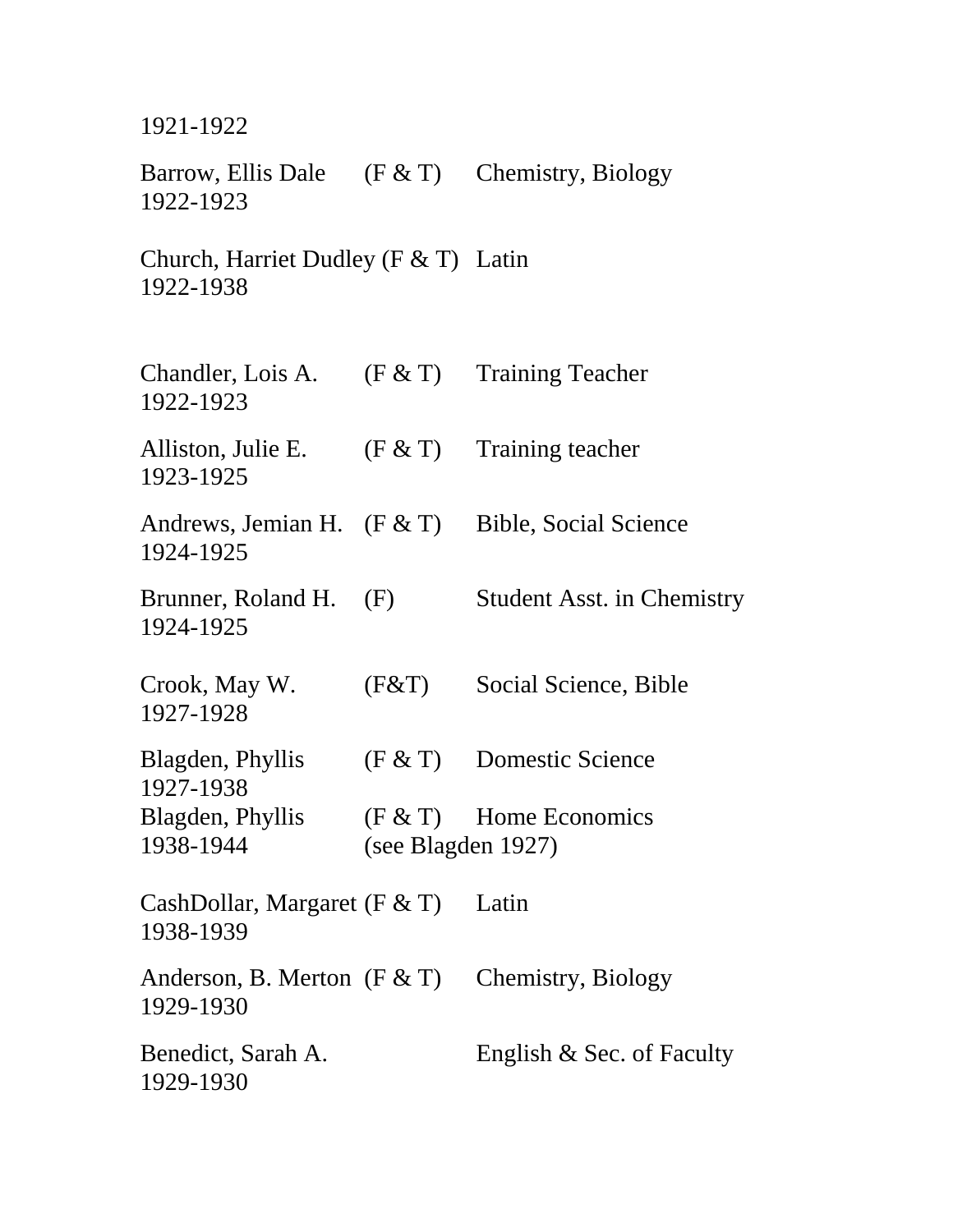1921-1922

Barrow, Ellis Dale (F & T) Chemistry, Biology
1922-1923

Church, Harriet Dudley (F & T) Latin
1922-1938

Chandler, Lois A. (F & T) Training Teacher
1922-1923

Alliston, Julie E. (F & T) Training teacher
1923-1925

Andrews, Jemian H. (F & T) Bible, Social Science
1924-1925

Brunner, Roland H. (F) Student Asst. in Chemistry
1924-1925

Crook, May W. (F&T) Social Science, Bible
1927-1928

Blagden, Phyllis (F & T) Domestic Science
1927-1938
Blagden, Phyllis (F & T) Home Economics
1938-1944 (see Blagden 1927)

CashDollar, Margaret (F & T) Latin
1938-1939

Anderson, B. Merton (F & T) Chemistry, Biology
1929-1930

Benedict, Sarah A. English & Sec. of Faculty
1929-1930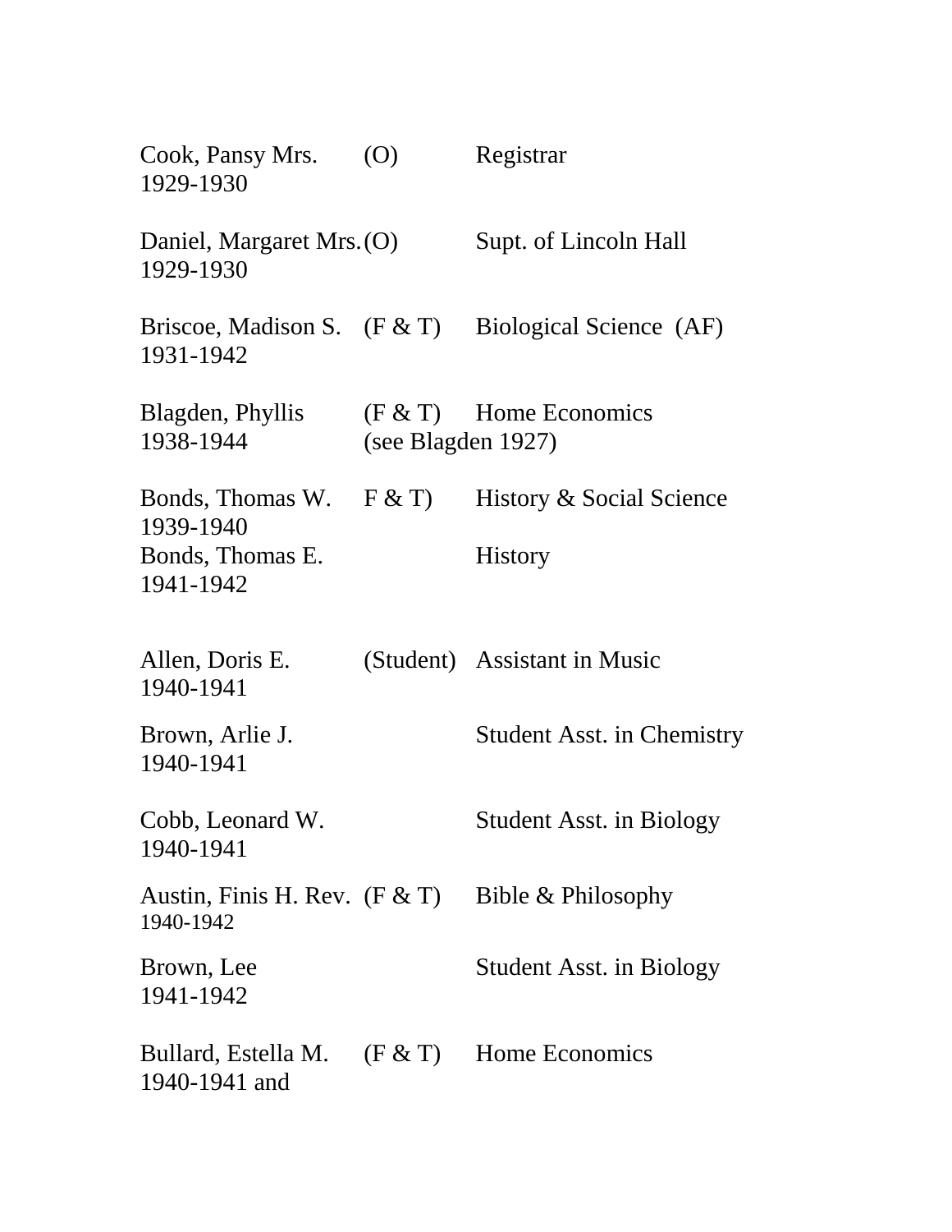Cook, Pansy Mrs. (O) Registrar
1929-1930

Daniel, Margaret Mrs. (O) Supt. of Lincoln Hall
1929-1930

Briscoe, Madison S. (F & T) Biological Science (AF)
1931-1942

Blagden, Phyllis (F & T) Home Economics
1938-1944 (see Blagden 1927)

Bonds, Thomas W. F & T) History & Social Science
1939-1940
Bonds, Thomas E. History
1941-1942

Allen, Doris E. (Student) Assistant in Music
1940-1941

Brown, Arlie J. Student Asst. in Chemistry
1940-1941

Cobb, Leonard W. Student Asst. in Biology
1940-1941

Austin, Finis H. Rev. (F & T) Bible & Philosophy
1940-1942

Brown, Lee Student Asst. in Biology
1941-1942

Bullard, Estella M. (F & T) Home Economics
1940-1941 and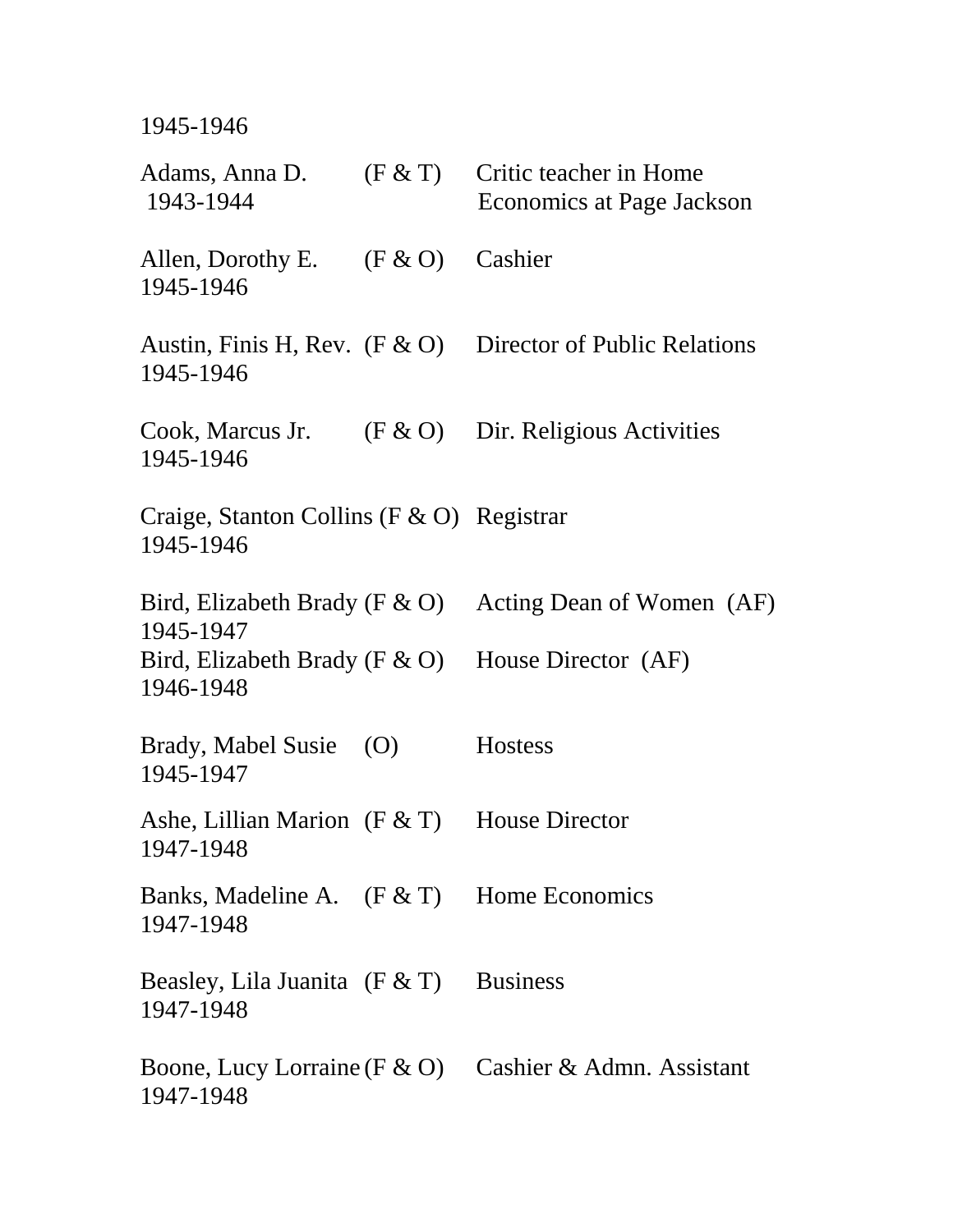1945-1946

Adams, Anna D. (F & T) Critic teacher in Home Economics at Page Jackson
1943-1944

Allen, Dorothy E. (F & O) Cashier
1945-1946

Austin, Finis H, Rev. (F & O) Director of Public Relations
1945-1946

Cook, Marcus Jr. (F & O) Dir. Religious Activities
1945-1946

Craige, Stanton Collins (F & O) Registrar
1945-1946

Bird, Elizabeth Brady (F & O) Acting Dean of Women (AF)
1945-1947

Bird, Elizabeth Brady (F & O) House Director (AF)
1946-1948

Brady, Mabel Susie (O) Hostess
1945-1947

Ashe, Lillian Marion (F & T) House Director
1947-1948

Banks, Madeline A. (F & T) Home Economics
1947-1948

Beasley, Lila Juanita (F & T) Business
1947-1948

Boone, Lucy Lorraine (F & O) Cashier & Admn. Assistant
1947-1948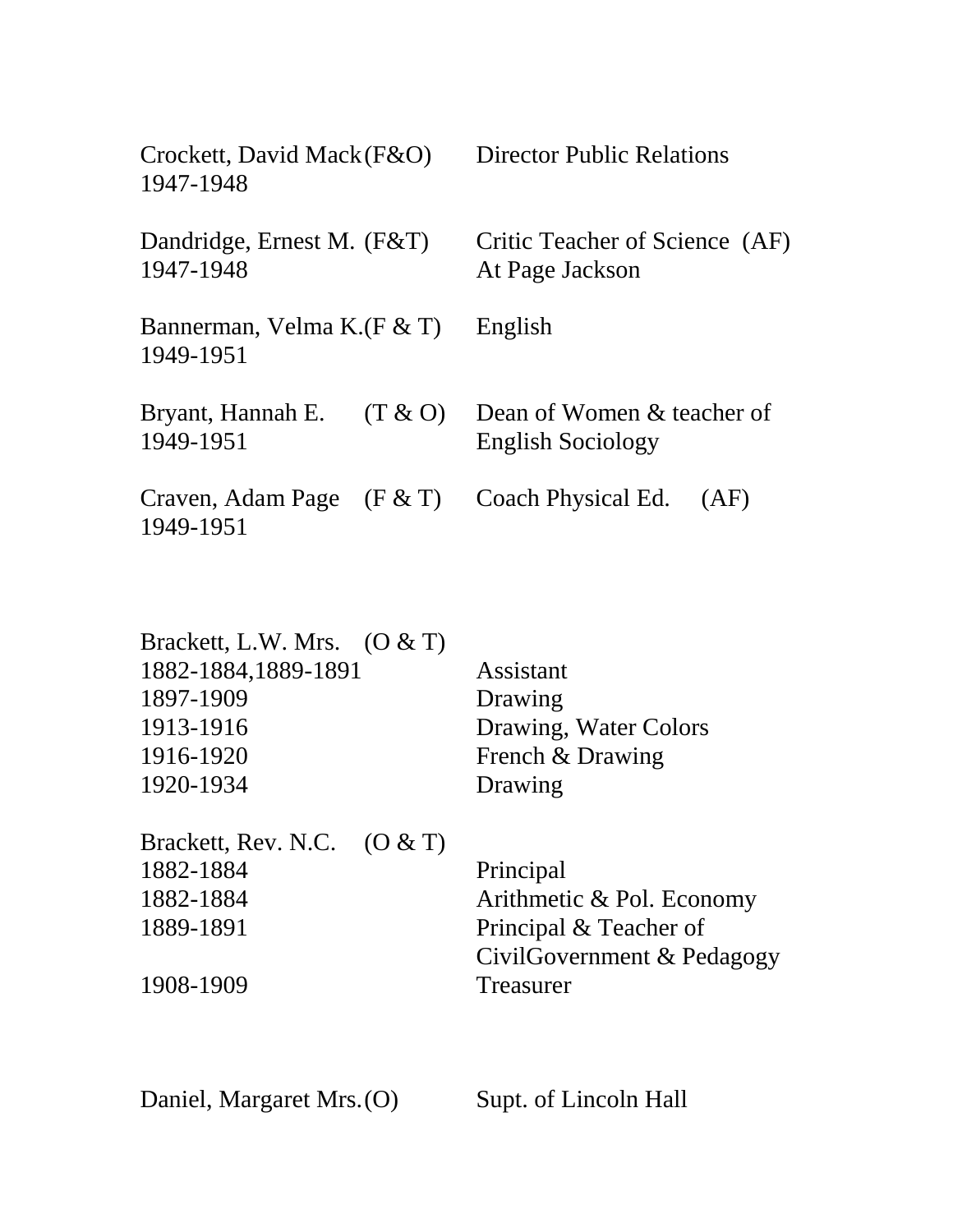Crockett, David Mack (F&O) — Director Public Relations
1947-1948

Dandridge, Ernest M. (F&T) — Critic Teacher of Science (AF)
1947-1948 — At Page Jackson

Bannerman, Velma K. (F & T) — English
1949-1951

Bryant, Hannah E. (T & O) — Dean of Women & teacher of
1949-1951 — English Sociology

Craven, Adam Page (F & T) — Coach Physical Ed. (AF)
1949-1951

Brackett, L.W. Mrs. (O & T)

| | |
|---|---|
| 1882-1884,1889-1891 | Assistant |
| 1897-1909 | Drawing |
| 1913-1916 | Drawing, Water Colors |
| 1916-1920 | French & Drawing |
| 1920-1934 | Drawing |

Brackett, Rev. N.C. (O & T)

| | |
|---|---|
| 1882-1884 | Principal |
| 1882-1884 | Arithmetic & Pol. Economy |
| 1889-1891 | Principal & Teacher of CivilGovernment & Pedagogy |
| 1908-1909 | Treasurer |

Daniel, Margaret Mrs. (O) — Supt. of Lincoln Hall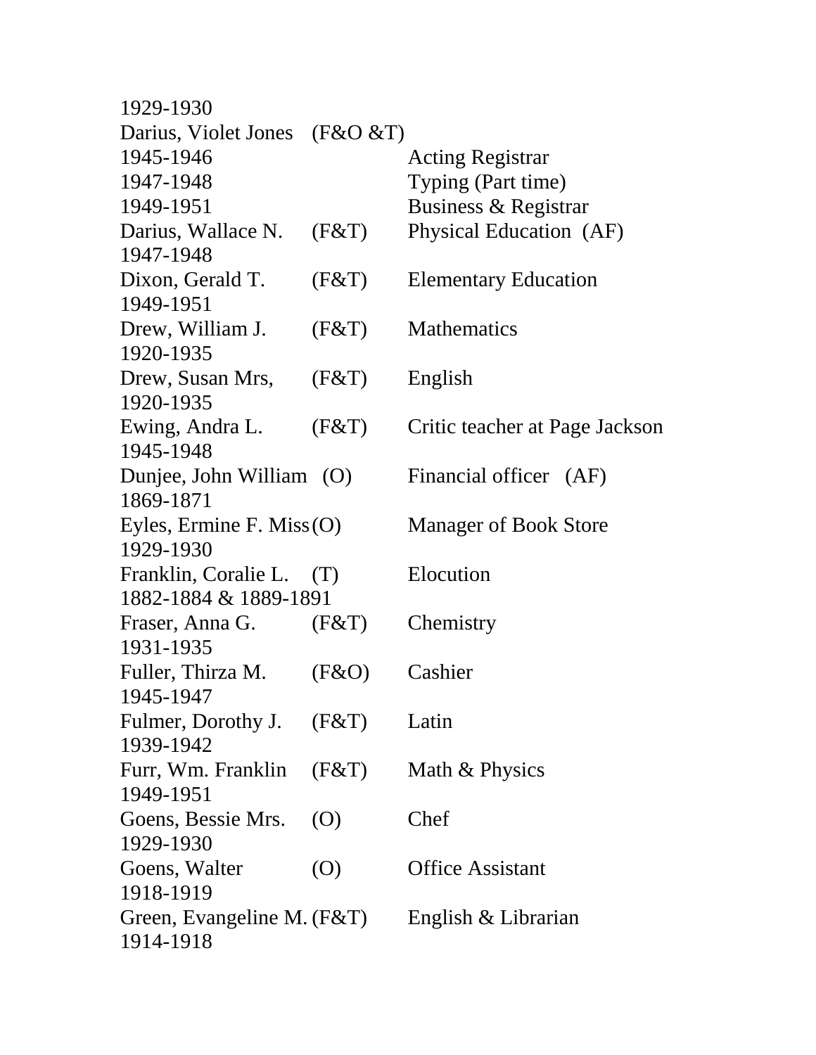1929-1930
Darius, Violet Jones (F&O &T)
1945-1946 Acting Registrar
1947-1948 Typing (Part time)
1949-1951 Business & Registrar
Darius, Wallace N. (F&T) Physical Education (AF)
1947-1948
Dixon, Gerald T. (F&T) Elementary Education
1949-1951
Drew, William J. (F&T) Mathematics
1920-1935
Drew, Susan Mrs, (F&T) English
1920-1935
Ewing, Andra L. (F&T) Critic teacher at Page Jackson
1945-1948
Dunjee, John William (O) Financial officer (AF)
1869-1871
Eyles, Ermine F. Miss (O) Manager of Book Store
1929-1930
Franklin, Coralie L. (T) Elocution
1882-1884 & 1889-1891
Fraser, Anna G. (F&T) Chemistry
1931-1935
Fuller, Thirza M. (F&O) Cashier
1945-1947
Fulmer, Dorothy J. (F&T) Latin
1939-1942
Furr, Wm. Franklin (F&T) Math & Physics
1949-1951
Goens, Bessie Mrs. (O) Chef
1929-1930
Goens, Walter (O) Office Assistant
1918-1919
Green, Evangeline M. (F&T) English & Librarian
1914-1918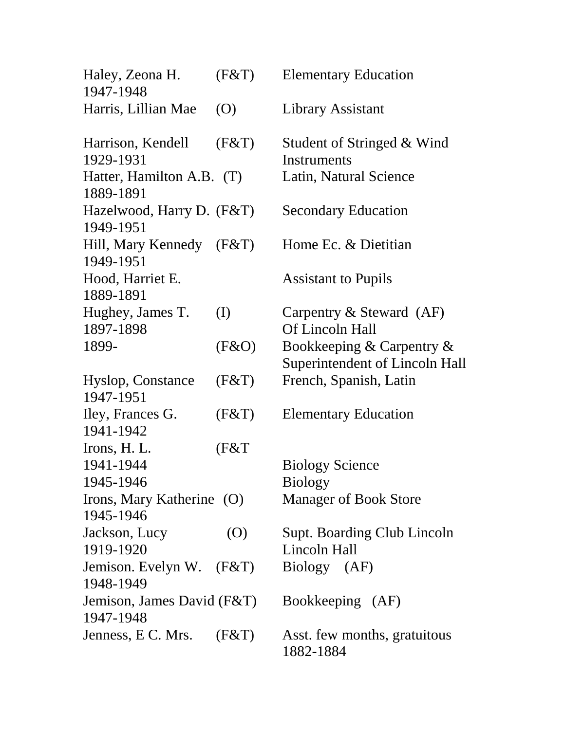| | | |
|---|---|---|
| Haley, Zeona H. | (F&T) | Elementary Education |
| 1947-1948 | | |
| Harris, Lillian Mae | (O) | Library Assistant |
| | | |
| Harrison, Kendell | (F&T) | Student of Stringed & Wind |
| 1929-1931 | | Instruments |
| Hatter, Hamilton A.B. | (T) | Latin, Natural Science |
| 1889-1891 | | |
| Hazelwood, Harry D. | (F&T) | Secondary Education |
| 1949-1951 | | |
| Hill, Mary Kennedy | (F&T) | Home Ec. & Dietitian |
| 1949-1951 | | |
| Hood, Harriet E. | | Assistant to Pupils |
| 1889-1891 | | |
| Hughey, James T. | (I) | Carpentry & Steward (AF) |
| 1897-1898 | | Of Lincoln Hall |
| 1899- | (F&O) | Bookkeeping & Carpentry & |
| | | Superintendent of Lincoln Hall |
| Hyslop, Constance | (F&T) | French, Spanish, Latin |
| 1947-1951 | | |
| Iley, Frances G. | (F&T) | Elementary Education |
| 1941-1942 | | |
| Irons, H. L. | (F&T | |
| 1941-1944 | | Biology Science |
| 1945-1946 | | Biology |
| Irons, Mary Katherine | (O) | Manager of Book Store |
| 1945-1946 | | |
| Jackson, Lucy | (O) | Supt. Boarding Club Lincoln |
| 1919-1920 | | Lincoln Hall |
| Jemison. Evelyn W. | (F&T) | Biology (AF) |
| 1948-1949 | | |
| Jemison, James David | (F&T) | Bookkeeping (AF) |
| 1947-1948 | | |
| Jenness, E C. Mrs. | (F&T) | Asst. few months, gratuitous |
| | | 1882-1884 |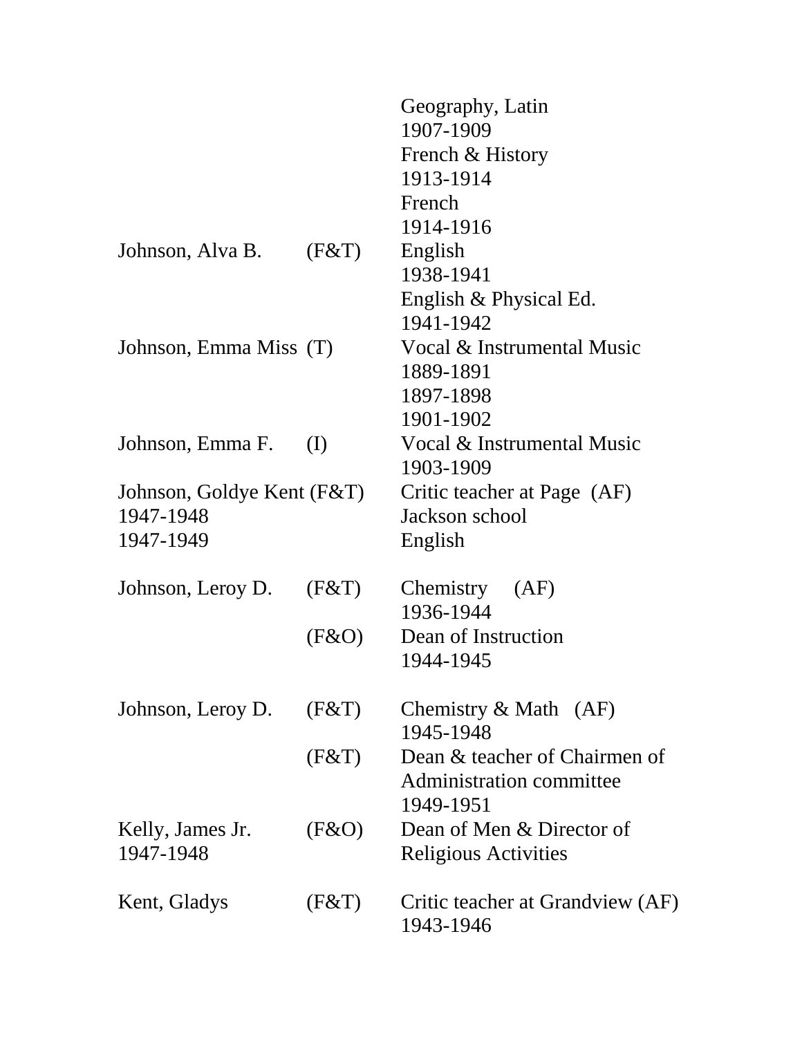| | | |
|---|---|---|
| | | Geography, Latin |
| | | 1907-1909 |
| | | French & History |
| | | 1913-1914 |
| | | French |
| | | 1914-1916 |
| Johnson, Alva B. | (F&T) | English |
| | | 1938-1941 |
| | | English & Physical Ed. |
| | | 1941-1942 |
| Johnson, Emma Miss | (T) | Vocal & Instrumental Music |
| | | 1889-1891 |
| | | 1897-1898 |
| | | 1901-1902 |
| Johnson, Emma F. | (I) | Vocal & Instrumental Music |
| | | 1903-1909 |
| Johnson, Goldye Kent | (F&T) | Critic teacher at Page (AF) |
| 1947-1948 | | Jackson school |
| 1947-1949 | | English |
| | | |
| Johnson, Leroy D. | (F&T) | Chemistry (AF) |
| | | 1936-1944 |
| | (F&O) | Dean of Instruction |
| | | 1944-1945 |
| | | |
| Johnson, Leroy D. | (F&T) | Chemistry & Math (AF) |
| | | 1945-1948 |
| | (F&T) | Dean & teacher of Chairmen of |
| | | Administration committee |
| | | 1949-1951 |
| Kelly, James Jr. | (F&O) | Dean of Men & Director of |
| 1947-1948 | | Religious Activities |
| | | |
| Kent, Gladys | (F&T) | Critic teacher at Grandview (AF) |
| | | 1943-1946 |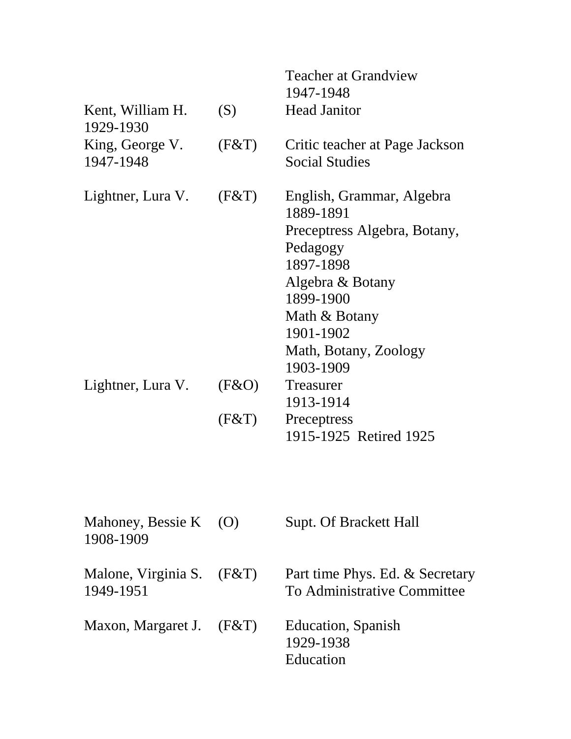| | | |
|---|---|---|
| | | Teacher at Grandview<br>1947-1948 |
| Kent, William H.<br>1929-1930 | (S) | Head Janitor |
| King, George V.<br>1947-1948 | (F&T) | Critic teacher at Page Jackson<br>Social Studies |
| Lightner, Lura V. | (F&T) | English, Grammar, Algebra<br>1889-1891<br>Preceptress Algebra, Botany, Pedagogy<br>1897-1898<br>Algebra & Botany<br>1899-1900<br>Math & Botany<br>1901-1902<br>Math, Botany, Zoology<br>1903-1909 |
| Lightner, Lura V. | (F&O) | Treasurer<br>1913-1914 |
| | (F&T) | Preceptress<br>1915-1925 Retired 1925 |
| Mahoney, Bessie K<br>1908-1909 | (O) | Supt. Of Brackett Hall |
| Malone, Virginia S.<br>1949-1951 | (F&T) | Part time Phys. Ed. & Secretary To Administrative Committee |
| Maxon, Margaret J. | (F&T) | Education, Spanish<br>1929-1938<br>Education |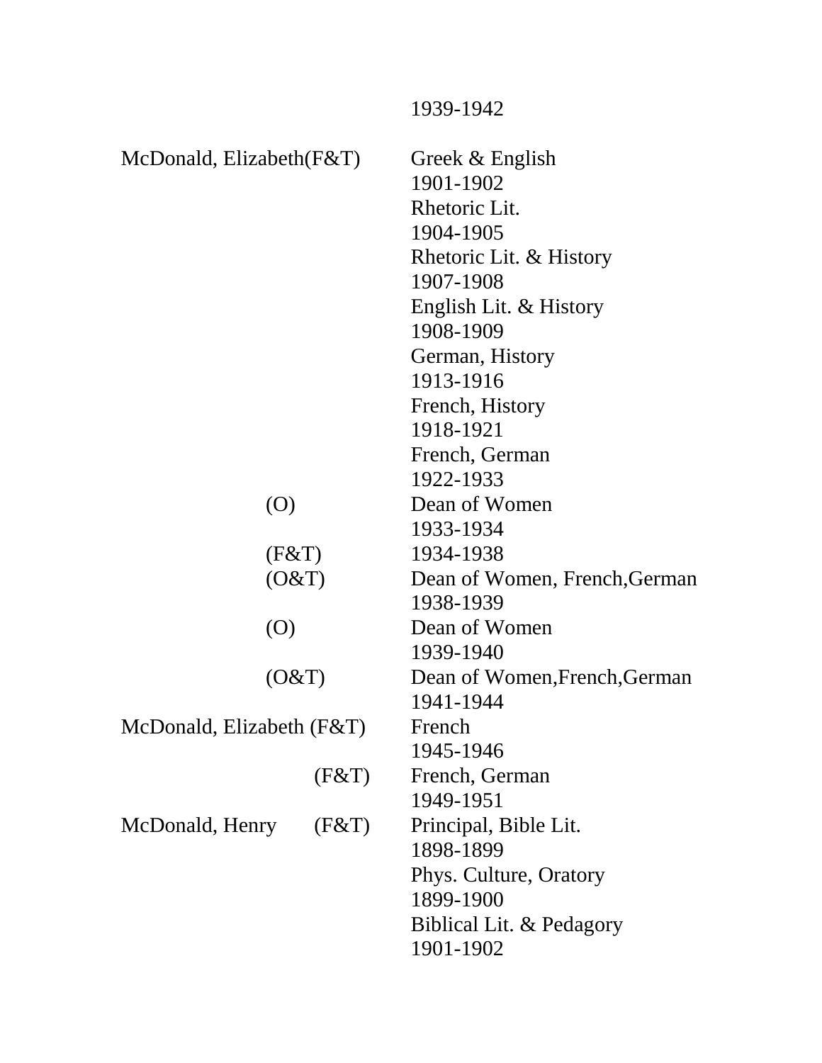| | |
|---|---|
| | 1939-1942 |
| McDonald, Elizabeth(F&T) | Greek & English |
| | 1901-1902 |
| | Rhetoric Lit. |
| | 1904-1905 |
| | Rhetoric Lit. & History |
| | 1907-1908 |
| | English Lit. & History |
| | 1908-1909 |
| | German, History |
| | 1913-1916 |
| | French, History |
| | 1918-1921 |
| | French, German |
| | 1922-1933 |
| (O) | Dean of Women |
| | 1933-1934 |
| (F&T) | 1934-1938 |
| (O&T) | Dean of Women, French,German |
| | 1938-1939 |
| (O) | Dean of Women |
| | 1939-1940 |
| (O&T) | Dean of Women,French,German |
| | 1941-1944 |
| McDonald, Elizabeth (F&T) | French |
| | 1945-1946 |
| (F&T) | French, German |
| | 1949-1951 |
| McDonald, Henry (F&T) | Principal, Bible Lit. |
| | 1898-1899 |
| | Phys. Culture, Oratory |
| | 1899-1900 |
| | Biblical Lit. & Pedagory |
| | 1901-1902 |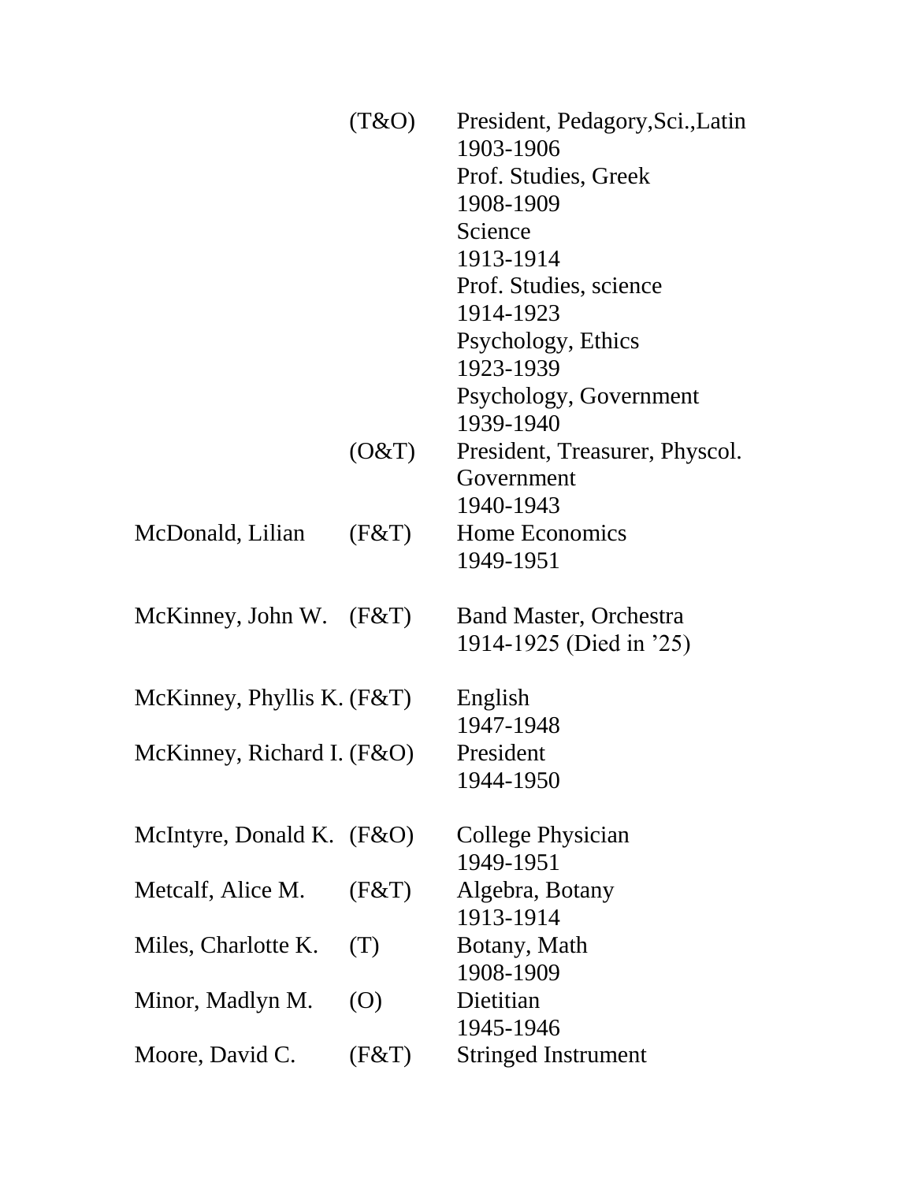| | | |
|---|---|---|
| | (T&O) | President, Pedagory,Sci.,Latin<br>1903-1906<br>Prof. Studies, Greek<br>1908-1909<br>Science<br>1913-1914<br>Prof. Studies, science<br>1914-1923<br>Psychology, Ethics<br>1923-1939<br>Psychology, Government<br>1939-1940 |
| | (O&T) | President, Treasurer, Physcol.<br>Government<br>1940-1943 |
| McDonald, Lilian | (F&T) | Home Economics<br>1949-1951 |
| McKinney, John W. | (F&T) | Band Master, Orchestra<br>1914-1925 (Died in '25) |
| McKinney, Phyllis K. | (F&T) | English<br>1947-1948 |
| McKinney, Richard I. | (F&O) | President<br>1944-1950 |
| McIntyre, Donald K. | (F&O) | College Physician<br>1949-1951 |
| Metcalf, Alice M. | (F&T) | Algebra, Botany<br>1913-1914 |
| Miles, Charlotte K. | (T) | Botany, Math<br>1908-1909 |
| Minor, Madlyn M. | (O) | Dietitian<br>1945-1946 |
| Moore, David C. | (F&T) | Stringed Instrument |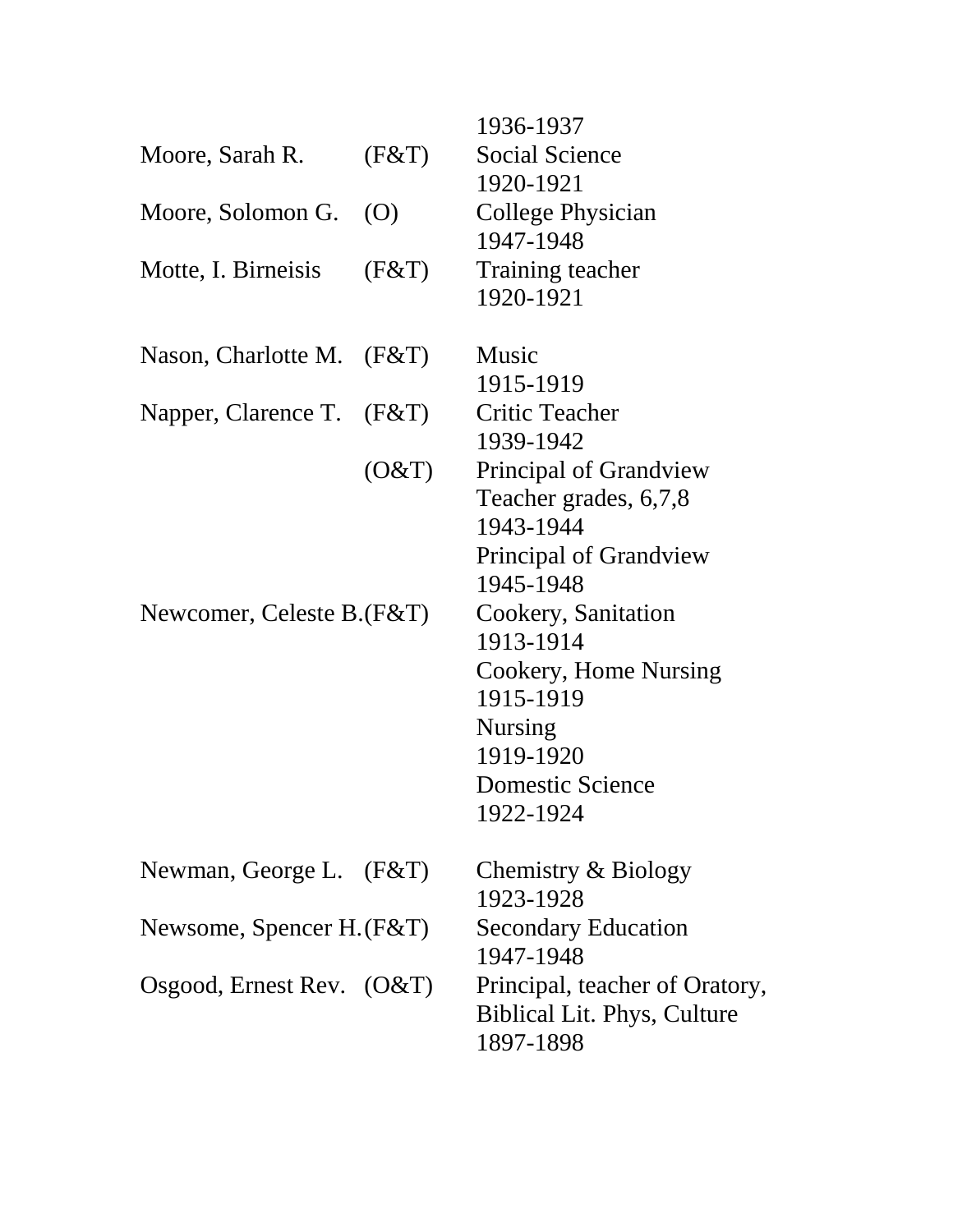| | | |
|---|---|---|
| | | 1936-1937 |
| Moore, Sarah R. | (F&T) | Social Science<br>1920-1921 |
| Moore, Solomon G. | (O) | College Physician<br>1947-1948 |
| Motte, I. Birneisis | (F&T) | Training teacher<br>1920-1921 |
| Nason, Charlotte M. | (F&T) | Music<br>1915-1919 |
| Napper, Clarence T. | (F&T) | Critic Teacher<br>1939-1942 |
| | (O&T) | Principal of Grandview<br>Teacher grades, 6,7,8<br>1943-1944<br>Principal of Grandview<br>1945-1948 |
| Newcomer, Celeste B. | (F&T) | Cookery, Sanitation<br>1913-1914<br>Cookery, Home Nursing<br>1915-1919<br>Nursing<br>1919-1920<br>Domestic Science<br>1922-1924 |
| Newman, George L. | (F&T) | Chemistry & Biology<br>1923-1928 |
| Newsome, Spencer H. | (F&T) | Secondary Education<br>1947-1948 |
| Osgood, Ernest Rev. | (O&T) | Principal, teacher of Oratory,<br>Biblical Lit. Phys, Culture<br>1897-1898 |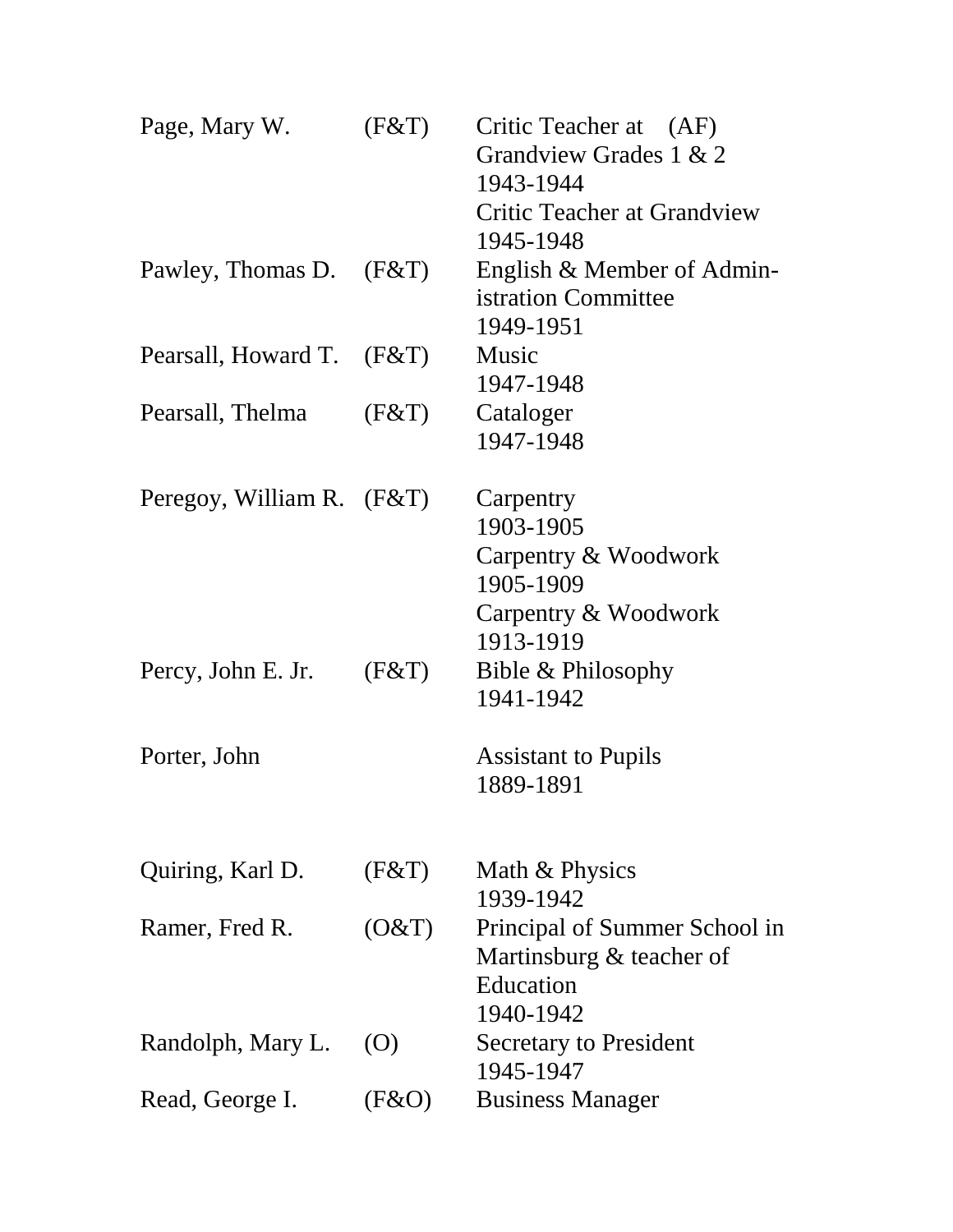| | | |
|---|---|---|
| Page, Mary W. | (F&T) | Critic Teacher at (AF) Grandview Grades 1 & 2<br>1943-1944<br>Critic Teacher at Grandview<br>1945-1948 |
| Pawley, Thomas D. | (F&T) | English & Member of Administration Committee<br>1949-1951 |
| Pearsall, Howard T. | (F&T) | Music<br>1947-1948 |
| Pearsall, Thelma | (F&T) | Cataloger<br>1947-1948 |
| Peregoy, William R. | (F&T) | Carpentry<br>1903-1905<br>Carpentry & Woodwork<br>1905-1909<br>Carpentry & Woodwork<br>1913-1919 |
| Percy, John E. Jr. | (F&T) | Bible & Philosophy<br>1941-1942 |
| Porter, John | | Assistant to Pupils<br>1889-1891 |
| Quiring, Karl D. | (F&T) | Math & Physics<br>1939-1942 |
| Ramer, Fred R. | (O&T) | Principal of Summer School in Martinsburg & teacher of Education<br>1940-1942 |
| Randolph, Mary L. | (O) | Secretary to President<br>1945-1947 |
| Read, George I. | (F&O) | Business Manager |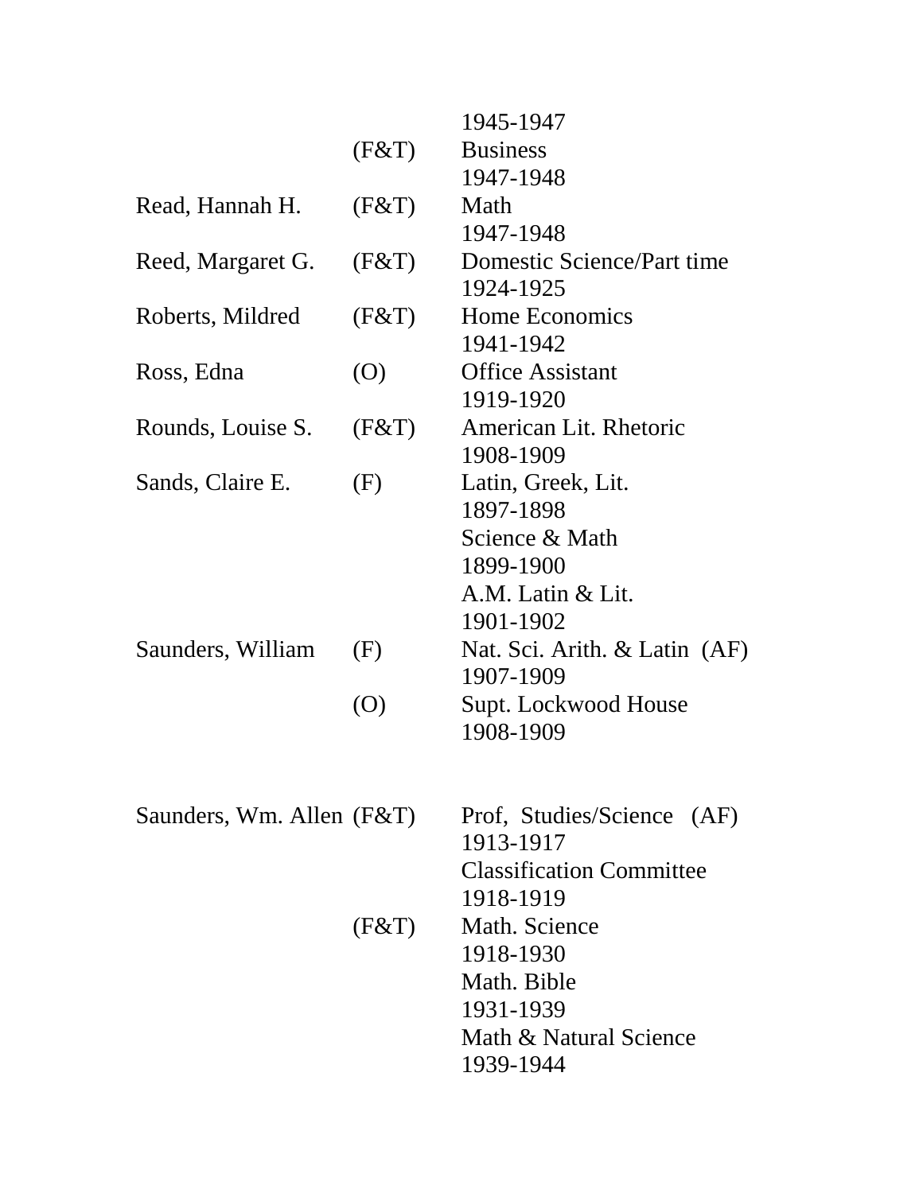| | | |
|---|---|---|
| | | 1945-1947 |
| | (F&T) | Business |
| | | 1947-1948 |
| Read, Hannah H. | (F&T) | Math |
| | | 1947-1948 |
| Reed, Margaret G. | (F&T) | Domestic Science/Part time |
| | | 1924-1925 |
| Roberts, Mildred | (F&T) | Home Economics |
| | | 1941-1942 |
| Ross, Edna | (O) | Office Assistant |
| | | 1919-1920 |
| Rounds, Louise S. | (F&T) | American Lit. Rhetoric |
| | | 1908-1909 |
| Sands, Claire E. | (F) | Latin, Greek, Lit. |
| | | 1897-1898 |
| | | Science & Math |
| | | 1899-1900 |
| | | A.M. Latin & Lit. |
| | | 1901-1902 |
| Saunders, William | (F) | Nat. Sci. Arith. & Latin (AF) |
| | | 1907-1909 |
| | (O) | Supt. Lockwood House |
| | | 1908-1909 |
| | | |
| Saunders, Wm. Allen | (F&T) | Prof, Studies/Science (AF) |
| | | 1913-1917 |
| | | Classification Committee |
| | | 1918-1919 |
| | (F&T) | Math. Science |
| | | 1918-1930 |
| | | Math. Bible |
| | | 1931-1939 |
| | | Math & Natural Science |
| | | 1939-1944 |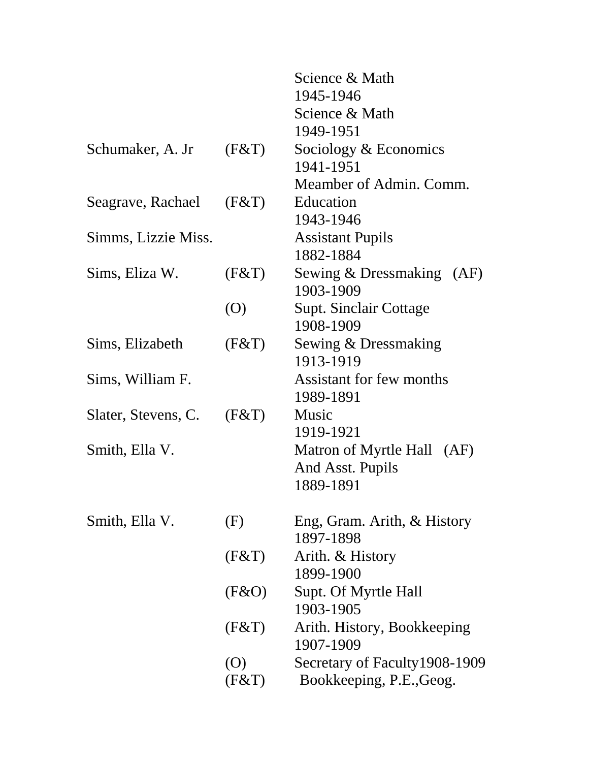| Name | Code | Position / Years |
|---|---|---|
| | | Science & Math |
| | | 1945-1946 |
| | | Science & Math |
| | | 1949-1951 |
| Schumaker, A. Jr | (F&T) | Sociology & Economics |
| | | 1941-1951 |
| | | Meamber of Admin. Comm. |
| Seagrave, Rachael | (F&T) | Education |
| | | 1943-1946 |
| Simms, Lizzie Miss. | | Assistant Pupils |
| | | 1882-1884 |
| Sims, Eliza W. | (F&T) | Sewing & Dressmaking (AF) |
| | | 1903-1909 |
| | (O) | Supt. Sinclair Cottage |
| | | 1908-1909 |
| Sims, Elizabeth | (F&T) | Sewing & Dressmaking |
| | | 1913-1919 |
| Sims, William F. | | Assistant for few months |
| | | 1989-1891 |
| Slater, Stevens, C. | (F&T) | Music |
| | | 1919-1921 |
| Smith, Ella V. | | Matron of Myrtle Hall (AF) |
| | | And Asst. Pupils |
| | | 1889-1891 |
| Smith, Ella V. | (F) | Eng, Gram. Arith, & History |
| | | 1897-1898 |
| | (F&T) | Arith. & History |
| | | 1899-1900 |
| | (F&O) | Supt. Of Myrtle Hall |
| | | 1903-1905 |
| | (F&T) | Arith. History, Bookkeeping |
| | | 1907-1909 |
| | (O) | Secretary of Faculty1908-1909 |
| | (F&T) | Bookkeeping, P.E.,Geog. |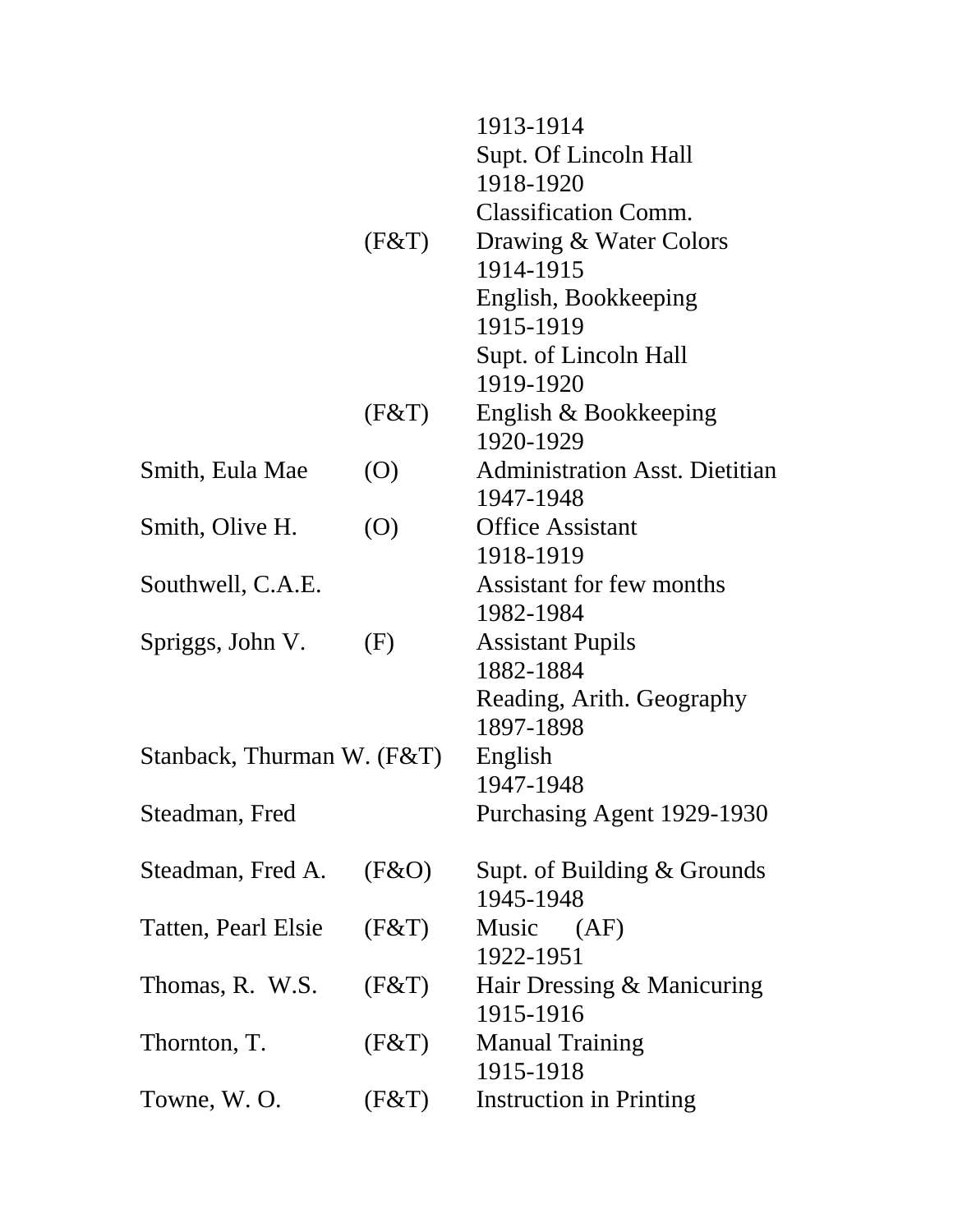| | | |
|---|---|---|
| | | 1913-1914 |
| | | Supt. Of Lincoln Hall |
| | | 1918-1920 |
| | | Classification Comm. |
| | (F&T) | Drawing & Water Colors |
| | | 1914-1915 |
| | | English, Bookkeeping |
| | | 1915-1919 |
| | | Supt. of Lincoln Hall |
| | | 1919-1920 |
| | (F&T) | English & Bookkeeping |
| | | 1920-1929 |
| Smith, Eula Mae | (O) | Administration Asst. Dietitian |
| | | 1947-1948 |
| Smith, Olive H. | (O) | Office Assistant |
| | | 1918-1919 |
| Southwell, C.A.E. | | Assistant for few months |
| | | 1982-1984 |
| Spriggs, John V. | (F) | Assistant Pupils |
| | | 1882-1884 |
| | | Reading, Arith. Geography |
| | | 1897-1898 |
| Stanback, Thurman W. | (F&T) | English |
| | | 1947-1948 |
| Steadman, Fred | | Purchasing Agent 1929-1930 |
| Steadman, Fred A. | (F&O) | Supt. of Building & Grounds |
| | | 1945-1948 |
| Tatten, Pearl Elsie | (F&T) | Music (AF) |
| | | 1922-1951 |
| Thomas, R. W.S. | (F&T) | Hair Dressing & Manicuring |
| | | 1915-1916 |
| Thornton, T. | (F&T) | Manual Training |
| | | 1915-1918 |
| Towne, W. O. | (F&T) | Instruction in Printing |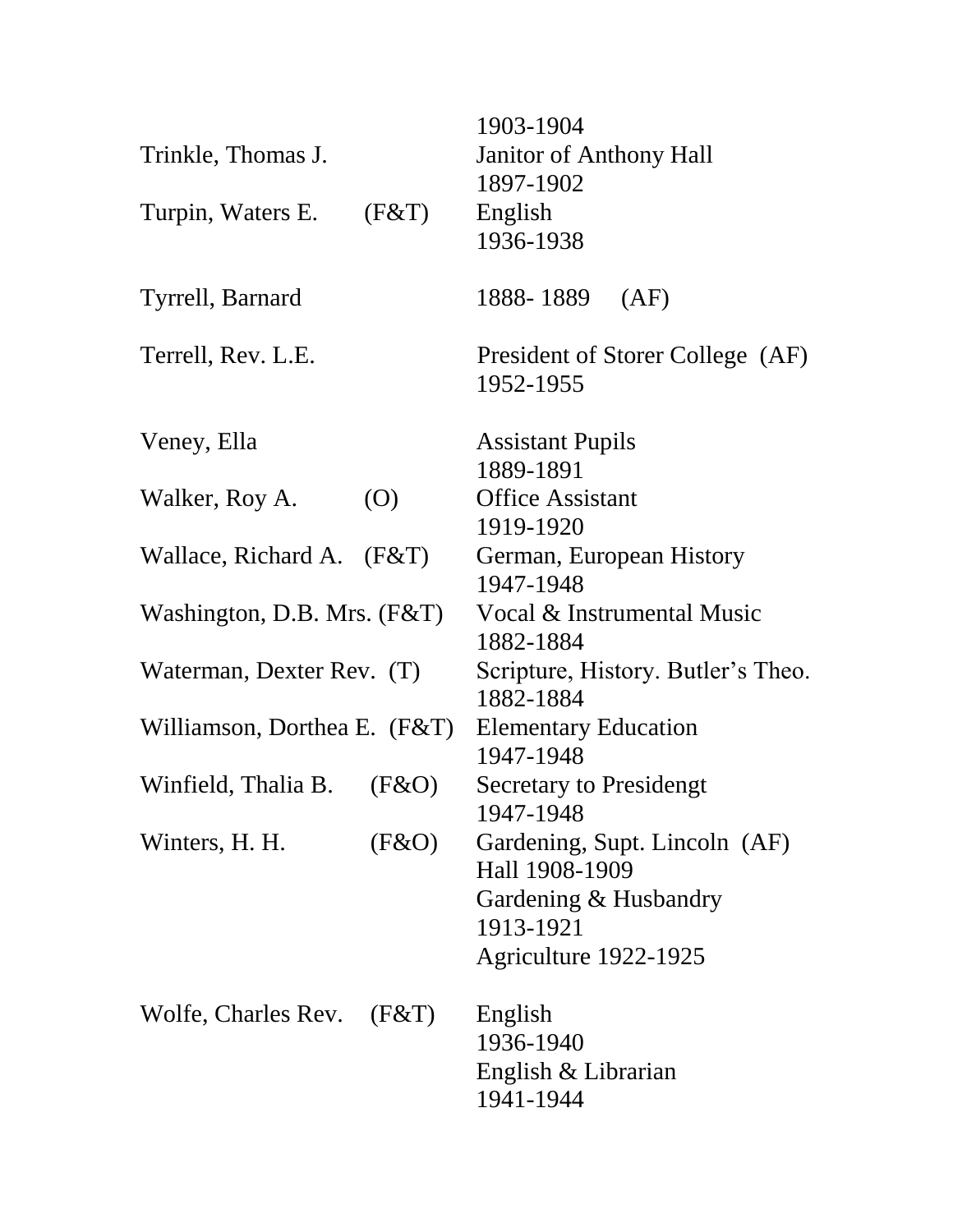| | | |
|---|---|---|
| | | 1903-1904 |
| Trinkle, Thomas J. | | Janitor of Anthony Hall<br>1897-1902 |
| Turpin, Waters E. | (F&T) | English<br>1936-1938 |
| Tyrrell, Barnard | | 1888- 1889 (AF) |
| Terrell, Rev. L.E. | | President of Storer College (AF)<br>1952-1955 |
| Veney, Ella | | Assistant Pupils<br>1889-1891 |
| Walker, Roy A. | (O) | Office Assistant<br>1919-1920 |
| Wallace, Richard A. | (F&T) | German, European History<br>1947-1948 |
| Washington, D.B. Mrs. | (F&T) | Vocal & Instrumental Music<br>1882-1884 |
| Waterman, Dexter Rev. | (T) | Scripture, History. Butler's Theo.<br>1882-1884 |
| Williamson, Dorthea E. | (F&T) | Elementary Education<br>1947-1948 |
| Winfield, Thalia B. | (F&O) | Secretary to Presidengt<br>1947-1948 |
| Winters, H. H. | (F&O) | Gardening, Supt. Lincoln (AF)<br>Hall 1908-1909<br>Gardening & Husbandry<br>1913-1921<br>Agriculture 1922-1925 |
| Wolfe, Charles Rev. | (F&T) | English<br>1936-1940<br>English & Librarian<br>1941-1944 |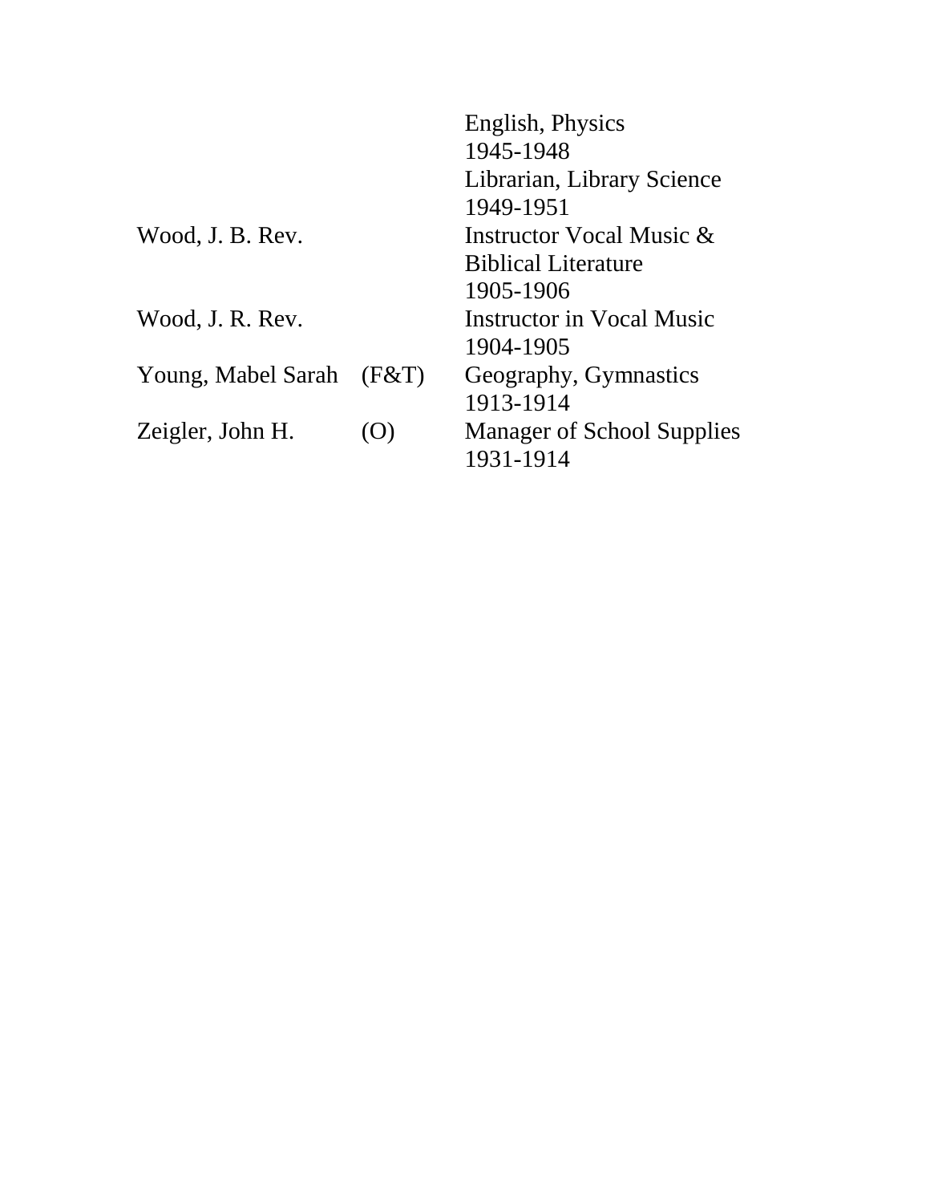| | | |
|---|---|---|
| | | English, Physics<br>1945-1948<br>Librarian, Library Science<br>1949-1951 |
| Wood, J. B. Rev. | | Instructor Vocal Music &<br>Biblical Literature<br>1905-1906 |
| Wood, J. R. Rev. | | Instructor in Vocal Music<br>1904-1905 |
| Young, Mabel Sarah | (F&T) | Geography, Gymnastics<br>1913-1914 |
| Zeigler, John H. | (O) | Manager of School Supplies<br>1931-1914 |